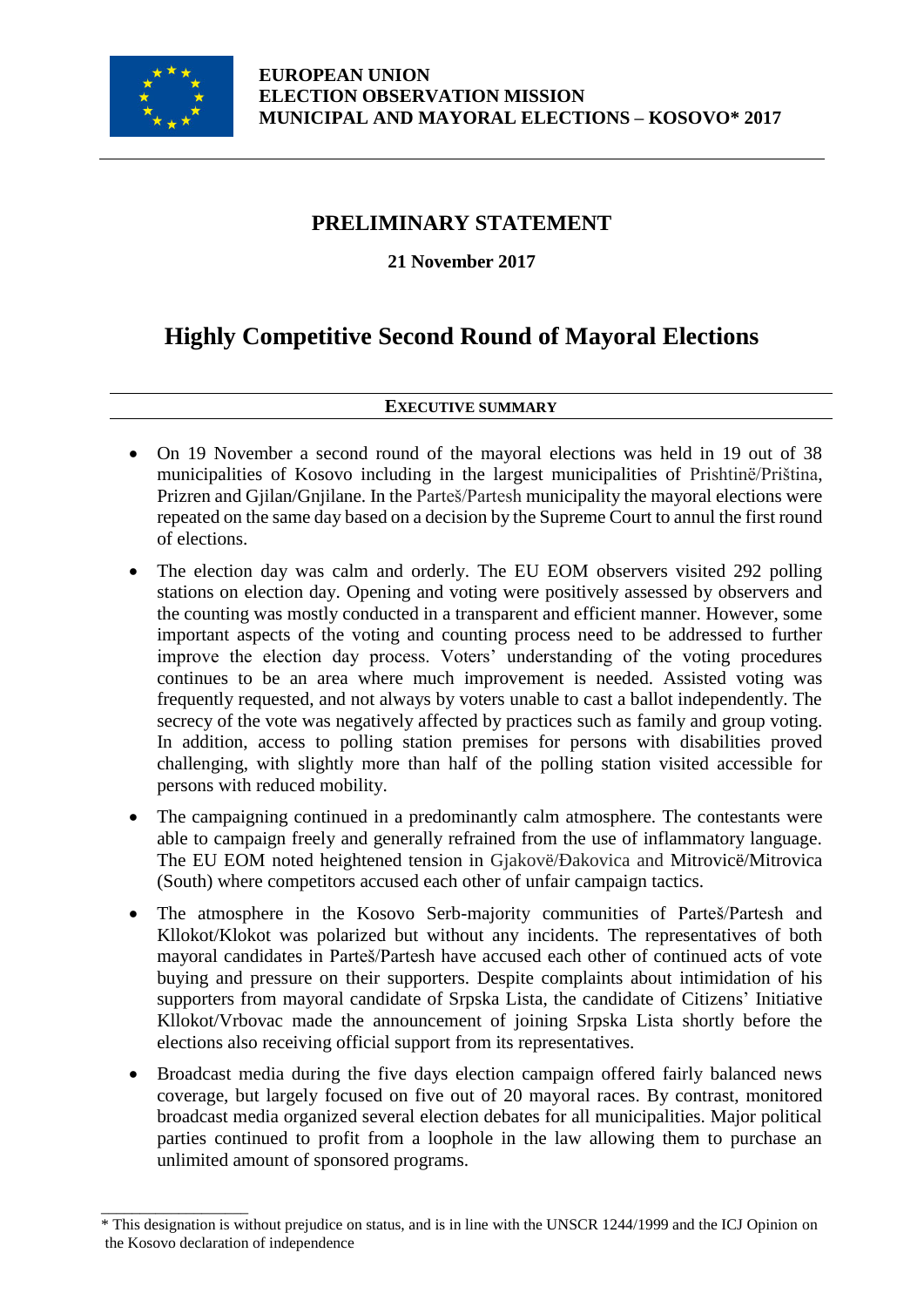**EUROPEAN UNION**
**ELECTION OBSERVATION MISSION**
**MUNICIPAL AND MAYORAL ELECTIONS – KOSOVO* 2017**

## PRELIMINARY STATEMENT

**21 November 2017**

# Highly Competitive Second Round of Mayoral Elections

### EXECUTIVE SUMMARY

- On 19 November a second round of the mayoral elections was held in 19 out of 38 municipalities of Kosovo including in the largest municipalities of Prishtinë/Priština, Prizren and Gjilan/Gnjilane. In the Parteš/Partesh municipality the mayoral elections were repeated on the same day based on a decision by the Supreme Court to annul the first round of elections.
- The election day was calm and orderly. The EU EOM observers visited 292 polling stations on election day. Opening and voting were positively assessed by observers and the counting was mostly conducted in a transparent and efficient manner. However, some important aspects of the voting and counting process need to be addressed to further improve the election day process. Voters' understanding of the voting procedures continues to be an area where much improvement is needed. Assisted voting was frequently requested, and not always by voters unable to cast a ballot independently. The secrecy of the vote was negatively affected by practices such as family and group voting. In addition, access to polling station premises for persons with disabilities proved challenging, with slightly more than half of the polling station visited accessible for persons with reduced mobility.
- The campaigning continued in a predominantly calm atmosphere. The contestants were able to campaign freely and generally refrained from the use of inflammatory language. The EU EOM noted heightened tension in Gjakovë/Đakovica and Mitrovicë/Mitrovica (South) where competitors accused each other of unfair campaign tactics.
- The atmosphere in the Kosovo Serb-majority communities of Parteš/Partesh and Kllokot/Klokot was polarized but without any incidents. The representatives of both mayoral candidates in Parteš/Partesh have accused each other of continued acts of vote buying and pressure on their supporters. Despite complaints about intimidation of his supporters from mayoral candidate of Srpska Lista, the candidate of Citizens' Initiative Kllokot/Vrbovac made the announcement of joining Srpska Lista shortly before the elections also receiving official support from its representatives.
- Broadcast media during the five days election campaign offered fairly balanced news coverage, but largely focused on five out of 20 mayoral races. By contrast, monitored broadcast media organized several election debates for all municipalities. Major political parties continued to profit from a loophole in the law allowing them to purchase an unlimited amount of sponsored programs.

---

* This designation is without prejudice on status, and is in line with the UNSCR 1244/1999 and the ICJ Opinion on the Kosovo declaration of independence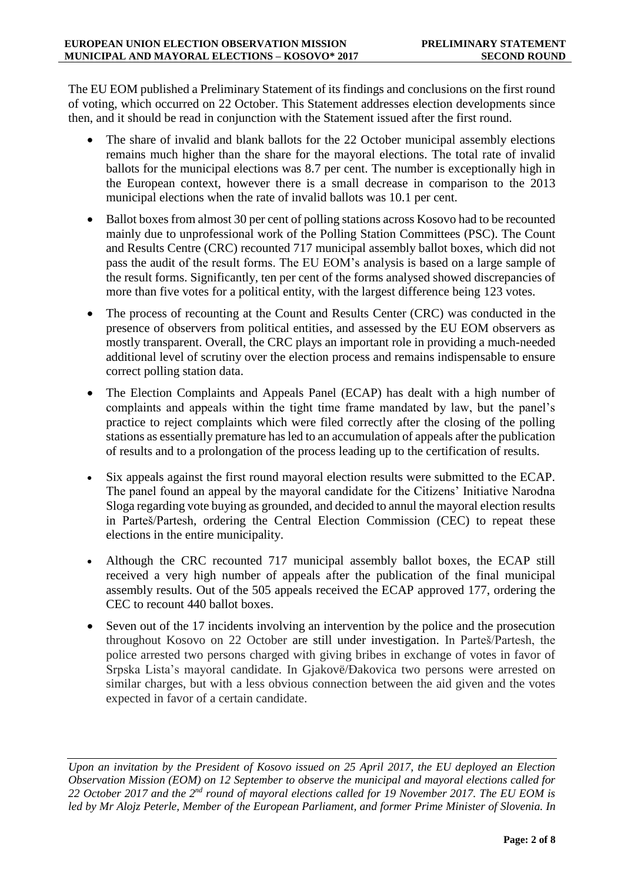The EU EOM published a Preliminary Statement of its findings and conclusions on the first round of voting, which occurred on 22 October. This Statement addresses election developments since then, and it should be read in conjunction with the Statement issued after the first round.

- The share of invalid and blank ballots for the 22 October municipal assembly elections remains much higher than the share for the mayoral elections. The total rate of invalid ballots for the municipal elections was 8.7 per cent. The number is exceptionally high in the European context, however there is a small decrease in comparison to the 2013 municipal elections when the rate of invalid ballots was 10.1 per cent.
- Ballot boxes from almost 30 per cent of polling stations across Kosovo had to be recounted mainly due to unprofessional work of the Polling Station Committees (PSC). The Count and Results Centre (CRC) recounted 717 municipal assembly ballot boxes, which did not pass the audit of the result forms. The EU EOM's analysis is based on a large sample of the result forms. Significantly, ten per cent of the forms analysed showed discrepancies of more than five votes for a political entity, with the largest difference being 123 votes.
- The process of recounting at the Count and Results Center (CRC) was conducted in the presence of observers from political entities, and assessed by the EU EOM observers as mostly transparent. Overall, the CRC plays an important role in providing a much-needed additional level of scrutiny over the election process and remains indispensable to ensure correct polling station data.
- The Election Complaints and Appeals Panel (ECAP) has dealt with a high number of complaints and appeals within the tight time frame mandated by law, but the panel's practice to reject complaints which were filed correctly after the closing of the polling stations as essentially premature has led to an accumulation of appeals after the publication of results and to a prolongation of the process leading up to the certification of results.
- Six appeals against the first round mayoral election results were submitted to the ECAP. The panel found an appeal by the mayoral candidate for the Citizens' Initiative Narodna Sloga regarding vote buying as grounded, and decided to annul the mayoral election results in Parteš/Partesh, ordering the Central Election Commission (CEC) to repeat these elections in the entire municipality.
- Although the CRC recounted 717 municipal assembly ballot boxes, the ECAP still received a very high number of appeals after the publication of the final municipal assembly results. Out of the 505 appeals received the ECAP approved 177, ordering the CEC to recount 440 ballot boxes.
- Seven out of the 17 incidents involving an intervention by the police and the prosecution throughout Kosovo on 22 October are still under investigation. In Parteš/Partesh, the police arrested two persons charged with giving bribes in exchange of votes in favor of Srpska Lista's mayoral candidate. In Gjakovë/Đakovica two persons were arrested on similar charges, but with a less obvious connection between the aid given and the votes expected in favor of a certain candidate.

*Upon an invitation by the President of Kosovo issued on 25 April 2017, the EU deployed an Election Observation Mission (EOM) on 12 September to observe the municipal and mayoral elections called for 22 October 2017 and the 2nd round of mayoral elections called for 19 November 2017. The EU EOM is led by Mr Alojz Peterle, Member of the European Parliament, and former Prime Minister of Slovenia. In*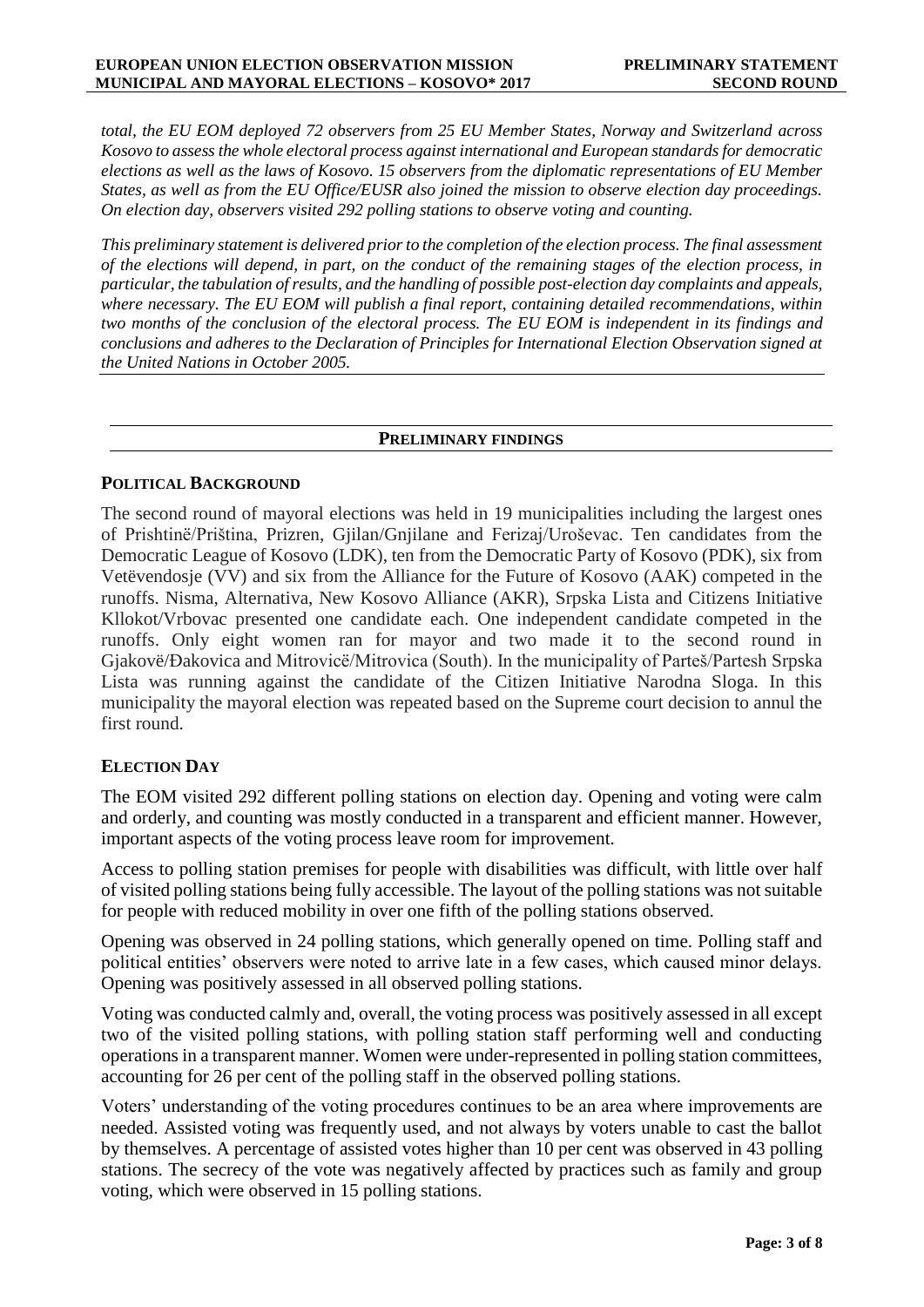*total, the EU EOM deployed 72 observers from 25 EU Member States, Norway and Switzerland across Kosovo to assess the whole electoral process against international and European standards for democratic elections as well as the laws of Kosovo. 15 observers from the diplomatic representations of EU Member States, as well as from the EU Office/EUSR also joined the mission to observe election day proceedings. On election day, observers visited 292 polling stations to observe voting and counting.*

*This preliminary statement is delivered prior to the completion of the election process. The final assessment of the elections will depend, in part, on the conduct of the remaining stages of the election process, in particular, the tabulation of results, and the handling of possible post-election day complaints and appeals, where necessary. The EU EOM will publish a final report, containing detailed recommendations, within two months of the conclusion of the electoral process. The EU EOM is independent in its findings and conclusions and adheres to the Declaration of Principles for International Election Observation signed at the United Nations in October 2005.*

## PRELIMINARY FINDINGS

### POLITICAL BACKGROUND

The second round of mayoral elections was held in 19 municipalities including the largest ones of Prishtinë/Priština, Prizren, Gjilan/Gnjilane and Ferizaj/Uroševac. Ten candidates from the Democratic League of Kosovo (LDK), ten from the Democratic Party of Kosovo (PDK), six from Vetëvendosje (VV) and six from the Alliance for the Future of Kosovo (AAK) competed in the runoffs. Nisma, Alternativa, New Kosovo Alliance (AKR), Srpska Lista and Citizens Initiative Kllokot/Vrbovac presented one candidate each. One independent candidate competed in the runoffs. Only eight women ran for mayor and two made it to the second round in Gjakovë/Đakovica and Mitrovicë/Mitrovica (South). In the municipality of Parteš/Partesh Srpska Lista was running against the candidate of the Citizen Initiative Narodna Sloga. In this municipality the mayoral election was repeated based on the Supreme court decision to annul the first round.

### ELECTION DAY

The EOM visited 292 different polling stations on election day. Opening and voting were calm and orderly, and counting was mostly conducted in a transparent and efficient manner. However, important aspects of the voting process leave room for improvement.

Access to polling station premises for people with disabilities was difficult, with little over half of visited polling stations being fully accessible. The layout of the polling stations was not suitable for people with reduced mobility in over one fifth of the polling stations observed.

Opening was observed in 24 polling stations, which generally opened on time. Polling staff and political entities' observers were noted to arrive late in a few cases, which caused minor delays. Opening was positively assessed in all observed polling stations.

Voting was conducted calmly and, overall, the voting process was positively assessed in all except two of the visited polling stations, with polling station staff performing well and conducting operations in a transparent manner. Women were under-represented in polling station committees, accounting for 26 per cent of the polling staff in the observed polling stations.

Voters' understanding of the voting procedures continues to be an area where improvements are needed. Assisted voting was frequently used, and not always by voters unable to cast the ballot by themselves. A percentage of assisted votes higher than 10 per cent was observed in 43 polling stations. The secrecy of the vote was negatively affected by practices such as family and group voting, which were observed in 15 polling stations.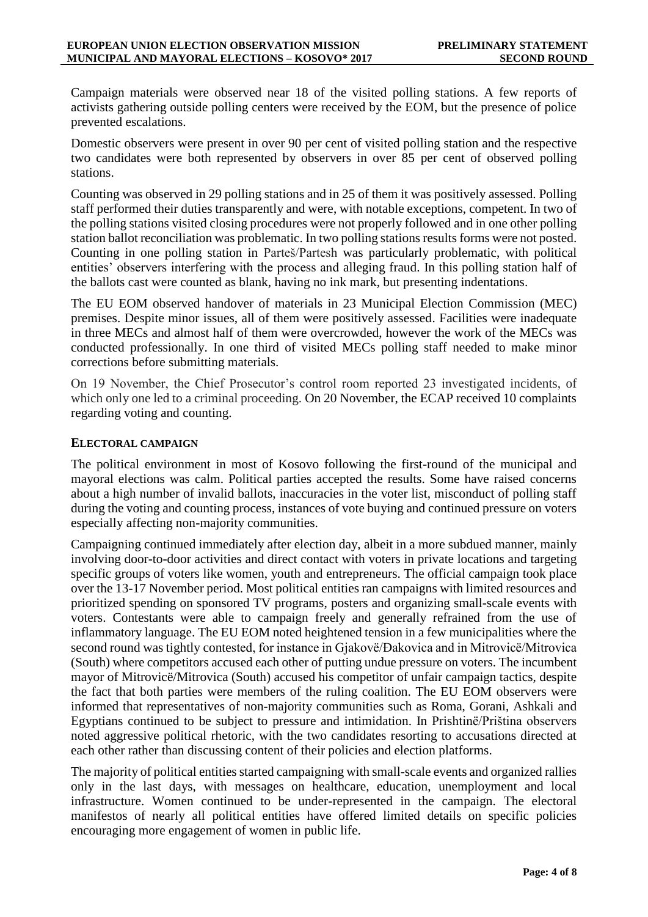Campaign materials were observed near 18 of the visited polling stations. A few reports of activists gathering outside polling centers were received by the EOM, but the presence of police prevented escalations.

Domestic observers were present in over 90 per cent of visited polling station and the respective two candidates were both represented by observers in over 85 per cent of observed polling stations.

Counting was observed in 29 polling stations and in 25 of them it was positively assessed. Polling staff performed their duties transparently and were, with notable exceptions, competent. In two of the polling stations visited closing procedures were not properly followed and in one other polling station ballot reconciliation was problematic. In two polling stations results forms were not posted. Counting in one polling station in Parteš/Partesh was particularly problematic, with political entities' observers interfering with the process and alleging fraud. In this polling station half of the ballots cast were counted as blank, having no ink mark, but presenting indentations.

The EU EOM observed handover of materials in 23 Municipal Election Commission (MEC) premises. Despite minor issues, all of them were positively assessed. Facilities were inadequate in three MECs and almost half of them were overcrowded, however the work of the MECs was conducted professionally. In one third of visited MECs polling staff needed to make minor corrections before submitting materials.

On 19 November, the Chief Prosecutor's control room reported 23 investigated incidents, of which only one led to a criminal proceeding. On 20 November, the ECAP received 10 complaints regarding voting and counting.

## ELECTORAL CAMPAIGN

The political environment in most of Kosovo following the first-round of the municipal and mayoral elections was calm. Political parties accepted the results. Some have raised concerns about a high number of invalid ballots, inaccuracies in the voter list, misconduct of polling staff during the voting and counting process, instances of vote buying and continued pressure on voters especially affecting non-majority communities.

Campaigning continued immediately after election day, albeit in a more subdued manner, mainly involving door-to-door activities and direct contact with voters in private locations and targeting specific groups of voters like women, youth and entrepreneurs. The official campaign took place over the 13-17 November period. Most political entities ran campaigns with limited resources and prioritized spending on sponsored TV programs, posters and organizing small-scale events with voters. Contestants were able to campaign freely and generally refrained from the use of inflammatory language. The EU EOM noted heightened tension in a few municipalities where the second round was tightly contested, for instance in Gjakovë/Đakovica and in Mitrovicë/Mitrovica (South) where competitors accused each other of putting undue pressure on voters. The incumbent mayor of Mitrovicë/Mitrovica (South) accused his competitor of unfair campaign tactics, despite the fact that both parties were members of the ruling coalition. The EU EOM observers were informed that representatives of non-majority communities such as Roma, Gorani, Ashkali and Egyptians continued to be subject to pressure and intimidation. In Prishtinë/Priština observers noted aggressive political rhetoric, with the two candidates resorting to accusations directed at each other rather than discussing content of their policies and election platforms.

The majority of political entities started campaigning with small-scale events and organized rallies only in the last days, with messages on healthcare, education, unemployment and local infrastructure. Women continued to be under-represented in the campaign. The electoral manifestos of nearly all political entities have offered limited details on specific policies encouraging more engagement of women in public life.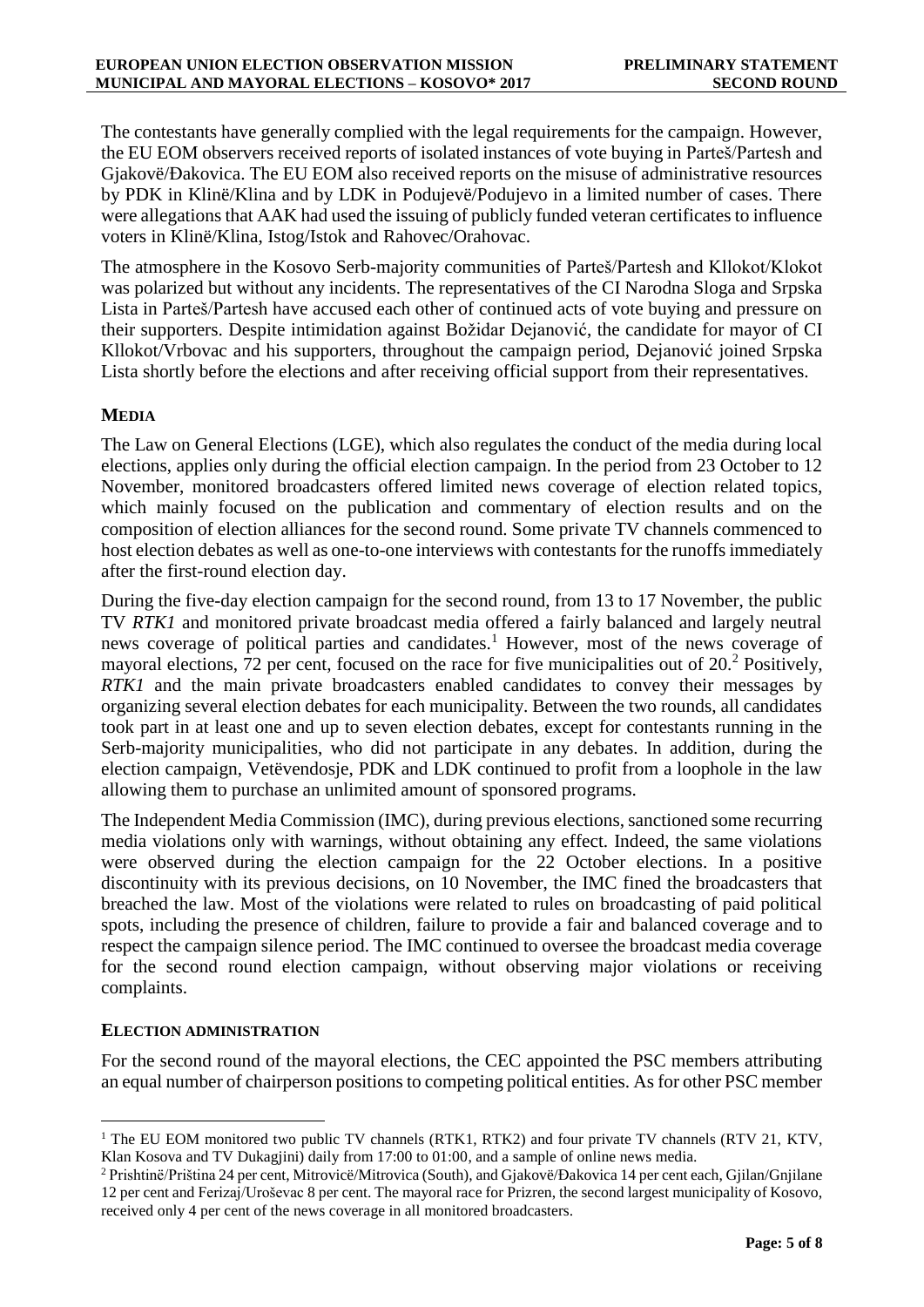The contestants have generally complied with the legal requirements for the campaign. However, the EU EOM observers received reports of isolated instances of vote buying in Parteš/Partesh and Gjakovë/Đakovica. The EU EOM also received reports on the misuse of administrative resources by PDK in Klinë/Klina and by LDK in Podujevë/Podujevo in a limited number of cases. There were allegations that AAK had used the issuing of publicly funded veteran certificates to influence voters in Klinë/Klina, Istog/Istok and Rahovec/Orahovac.

The atmosphere in the Kosovo Serb-majority communities of Parteš/Partesh and Kllokot/Klokot was polarized but without any incidents. The representatives of the CI Narodna Sloga and Srpska Lista in Parteš/Partesh have accused each other of continued acts of vote buying and pressure on their supporters. Despite intimidation against Božidar Dejanović, the candidate for mayor of CI Kllokot/Vrbovac and his supporters, throughout the campaign period, Dejanović joined Srpska Lista shortly before the elections and after receiving official support from their representatives.

## MEDIA

The Law on General Elections (LGE), which also regulates the conduct of the media during local elections, applies only during the official election campaign. In the period from 23 October to 12 November, monitored broadcasters offered limited news coverage of election related topics, which mainly focused on the publication and commentary of election results and on the composition of election alliances for the second round. Some private TV channels commenced to host election debates as well as one-to-one interviews with contestants for the runoffs immediately after the first-round election day.

During the five-day election campaign for the second round, from 13 to 17 November, the public TV *RTK1* and monitored private broadcast media offered a fairly balanced and largely neutral news coverage of political parties and candidates.[1] However, most of the news coverage of mayoral elections, 72 per cent, focused on the race for five municipalities out of 20.[2] Positively, *RTK1* and the main private broadcasters enabled candidates to convey their messages by organizing several election debates for each municipality. Between the two rounds, all candidates took part in at least one and up to seven election debates, except for contestants running in the Serb-majority municipalities, who did not participate in any debates. In addition, during the election campaign, Vetëvendosje, PDK and LDK continued to profit from a loophole in the law allowing them to purchase an unlimited amount of sponsored programs.

The Independent Media Commission (IMC), during previous elections, sanctioned some recurring media violations only with warnings, without obtaining any effect. Indeed, the same violations were observed during the election campaign for the 22 October elections. In a positive discontinuity with its previous decisions, on 10 November, the IMC fined the broadcasters that breached the law. Most of the violations were related to rules on broadcasting of paid political spots, including the presence of children, failure to provide a fair and balanced coverage and to respect the campaign silence period. The IMC continued to oversee the broadcast media coverage for the second round election campaign, without observing major violations or receiving complaints.

## ELECTION ADMINISTRATION

For the second round of the mayoral elections, the CEC appointed the PSC members attributing an equal number of chairperson positions to competing political entities. As for other PSC member

---

[1] The EU EOM monitored two public TV channels (RTK1, RTK2) and four private TV channels (RTV 21, KTV, Klan Kosova and TV Dukagjini) daily from 17:00 to 01:00, and a sample of online news media.

[2] Prishtinë/Priština 24 per cent, Mitrovicë/Mitrovica (South), and Gjakovë/Đakovica 14 per cent each, Gjilan/Gnjilane 12 per cent and Ferizaj/Uroševac 8 per cent. The mayoral race for Prizren, the second largest municipality of Kosovo, received only 4 per cent of the news coverage in all monitored broadcasters.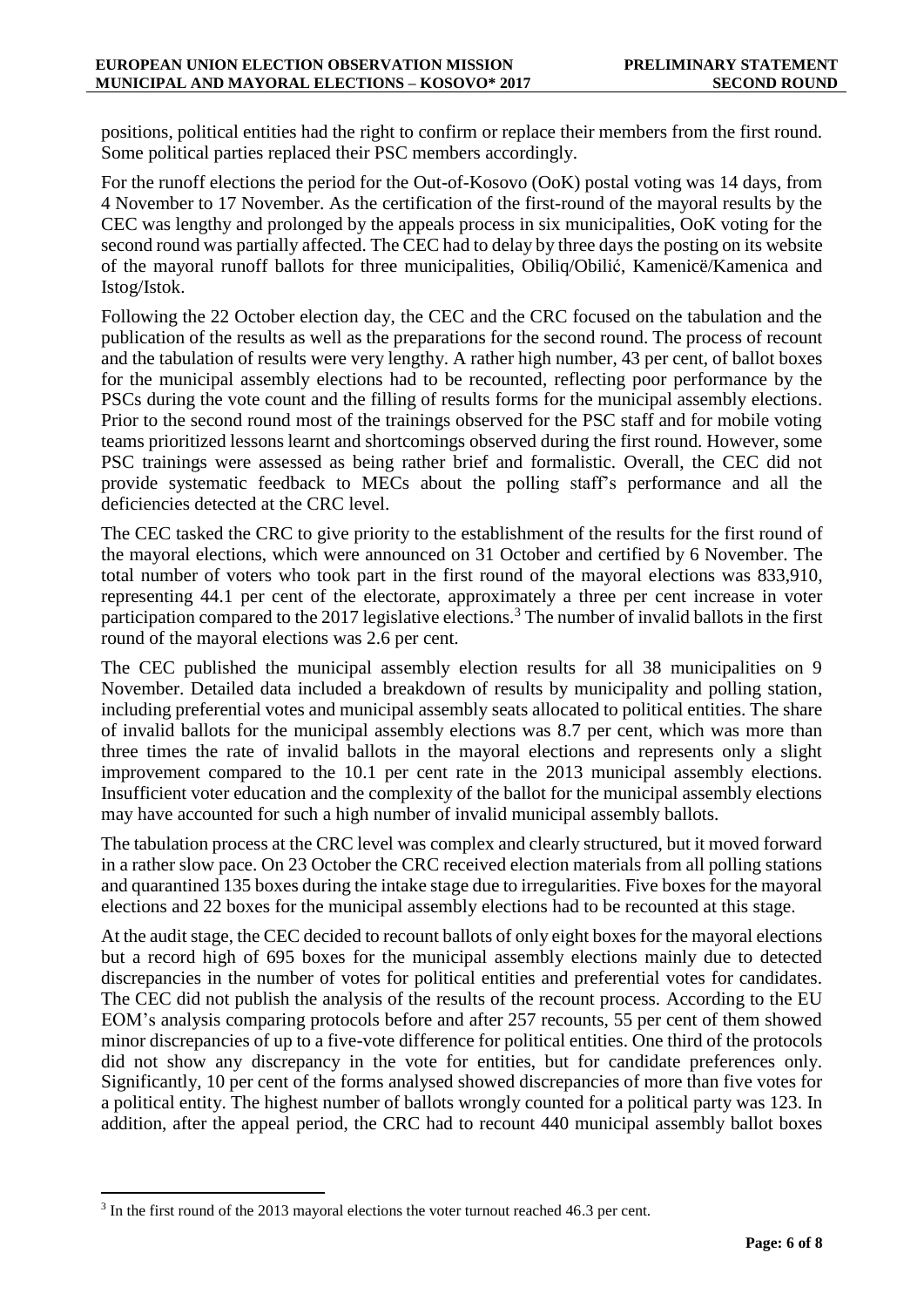positions, political entities had the right to confirm or replace their members from the first round. Some political parties replaced their PSC members accordingly.

For the runoff elections the period for the Out-of-Kosovo (OoK) postal voting was 14 days, from 4 November to 17 November. As the certification of the first-round of the mayoral results by the CEC was lengthy and prolonged by the appeals process in six municipalities, OoK voting for the second round was partially affected. The CEC had to delay by three days the posting on its website of the mayoral runoff ballots for three municipalities, Obiliq/Obilić, Kamenicë/Kamenica and Istog/Istok.

Following the 22 October election day, the CEC and the CRC focused on the tabulation and the publication of the results as well as the preparations for the second round. The process of recount and the tabulation of results were very lengthy. A rather high number, 43 per cent, of ballot boxes for the municipal assembly elections had to be recounted, reflecting poor performance by the PSCs during the vote count and the filling of results forms for the municipal assembly elections. Prior to the second round most of the trainings observed for the PSC staff and for mobile voting teams prioritized lessons learnt and shortcomings observed during the first round. However, some PSC trainings were assessed as being rather brief and formalistic. Overall, the CEC did not provide systematic feedback to MECs about the polling staff's performance and all the deficiencies detected at the CRC level.

The CEC tasked the CRC to give priority to the establishment of the results for the first round of the mayoral elections, which were announced on 31 October and certified by 6 November. The total number of voters who took part in the first round of the mayoral elections was 833,910, representing 44.1 per cent of the electorate, approximately a three per cent increase in voter participation compared to the 2017 legislative elections.[3] The number of invalid ballots in the first round of the mayoral elections was 2.6 per cent.

The CEC published the municipal assembly election results for all 38 municipalities on 9 November. Detailed data included a breakdown of results by municipality and polling station, including preferential votes and municipal assembly seats allocated to political entities. The share of invalid ballots for the municipal assembly elections was 8.7 per cent, which was more than three times the rate of invalid ballots in the mayoral elections and represents only a slight improvement compared to the 10.1 per cent rate in the 2013 municipal assembly elections. Insufficient voter education and the complexity of the ballot for the municipal assembly elections may have accounted for such a high number of invalid municipal assembly ballots.

The tabulation process at the CRC level was complex and clearly structured, but it moved forward in a rather slow pace. On 23 October the CRC received election materials from all polling stations and quarantined 135 boxes during the intake stage due to irregularities. Five boxes for the mayoral elections and 22 boxes for the municipal assembly elections had to be recounted at this stage.

At the audit stage, the CEC decided to recount ballots of only eight boxes for the mayoral elections but a record high of 695 boxes for the municipal assembly elections mainly due to detected discrepancies in the number of votes for political entities and preferential votes for candidates. The CEC did not publish the analysis of the results of the recount process. According to the EU EOM's analysis comparing protocols before and after 257 recounts, 55 per cent of them showed minor discrepancies of up to a five-vote difference for political entities. One third of the protocols did not show any discrepancy in the vote for entities, but for candidate preferences only. Significantly, 10 per cent of the forms analysed showed discrepancies of more than five votes for a political entity. The highest number of ballots wrongly counted for a political party was 123. In addition, after the appeal period, the CRC had to recount 440 municipal assembly ballot boxes

[3] In the first round of the 2013 mayoral elections the voter turnout reached 46.3 per cent.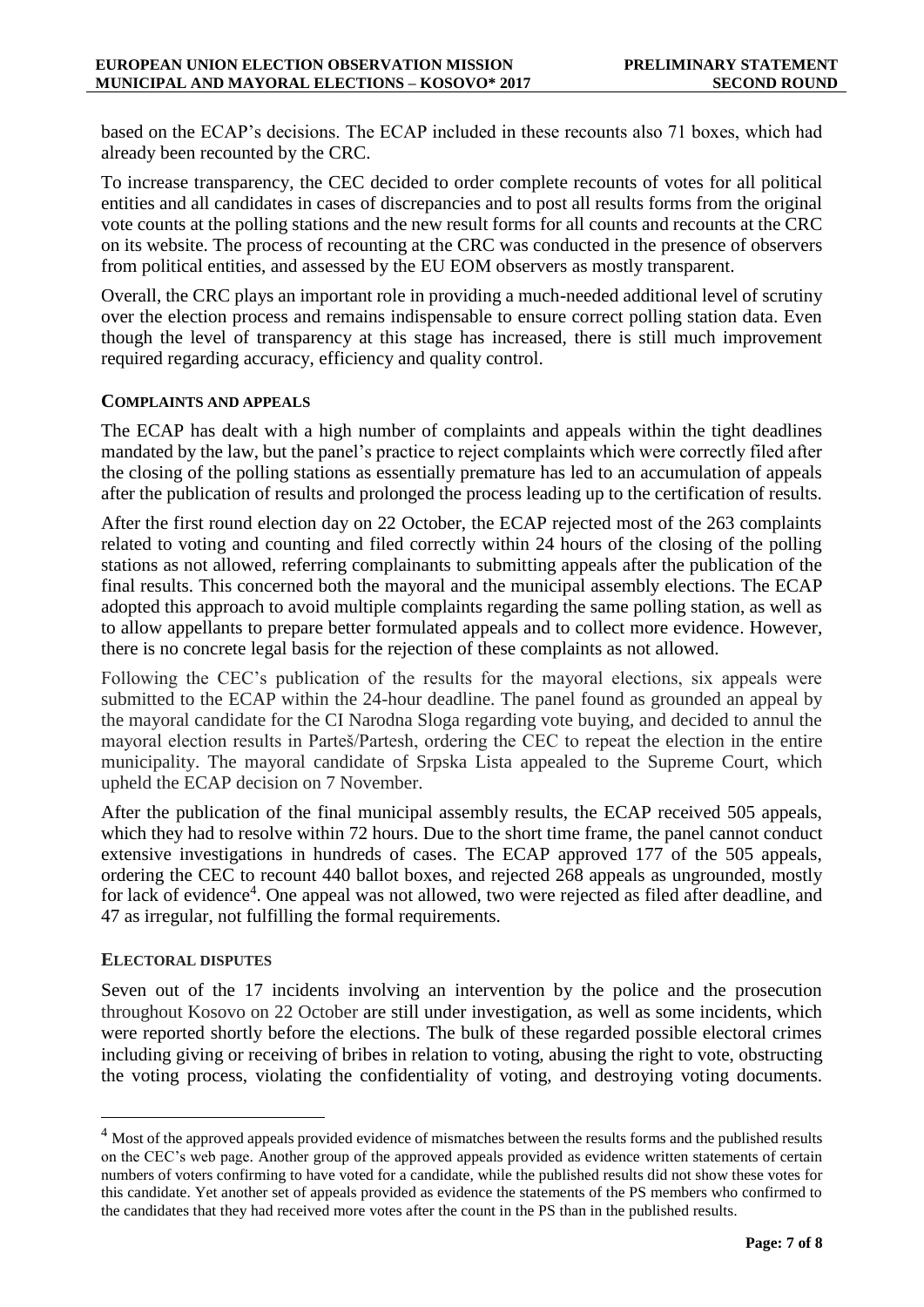based on the ECAP's decisions. The ECAP included in these recounts also 71 boxes, which had already been recounted by the CRC.

To increase transparency, the CEC decided to order complete recounts of votes for all political entities and all candidates in cases of discrepancies and to post all results forms from the original vote counts at the polling stations and the new result forms for all counts and recounts at the CRC on its website. The process of recounting at the CRC was conducted in the presence of observers from political entities, and assessed by the EU EOM observers as mostly transparent.

Overall, the CRC plays an important role in providing a much-needed additional level of scrutiny over the election process and remains indispensable to ensure correct polling station data. Even though the level of transparency at this stage has increased, there is still much improvement required regarding accuracy, efficiency and quality control.

## COMPLAINTS AND APPEALS

The ECAP has dealt with a high number of complaints and appeals within the tight deadlines mandated by the law, but the panel's practice to reject complaints which were correctly filed after the closing of the polling stations as essentially premature has led to an accumulation of appeals after the publication of results and prolonged the process leading up to the certification of results.

After the first round election day on 22 October, the ECAP rejected most of the 263 complaints related to voting and counting and filed correctly within 24 hours of the closing of the polling stations as not allowed, referring complainants to submitting appeals after the publication of the final results. This concerned both the mayoral and the municipal assembly elections. The ECAP adopted this approach to avoid multiple complaints regarding the same polling station, as well as to allow appellants to prepare better formulated appeals and to collect more evidence. However, there is no concrete legal basis for the rejection of these complaints as not allowed.

Following the CEC's publication of the results for the mayoral elections, six appeals were submitted to the ECAP within the 24-hour deadline. The panel found as grounded an appeal by the mayoral candidate for the CI Narodna Sloga regarding vote buying, and decided to annul the mayoral election results in Parteš/Partesh, ordering the CEC to repeat the election in the entire municipality. The mayoral candidate of Srpska Lista appealed to the Supreme Court, which upheld the ECAP decision on 7 November.

After the publication of the final municipal assembly results, the ECAP received 505 appeals, which they had to resolve within 72 hours. Due to the short time frame, the panel cannot conduct extensive investigations in hundreds of cases. The ECAP approved 177 of the 505 appeals, ordering the CEC to recount 440 ballot boxes, and rejected 268 appeals as ungrounded, mostly for lack of evidence[4]. One appeal was not allowed, two were rejected as filed after deadline, and 47 as irregular, not fulfilling the formal requirements.

## ELECTORAL DISPUTES

Seven out of the 17 incidents involving an intervention by the police and the prosecution throughout Kosovo on 22 October are still under investigation, as well as some incidents, which were reported shortly before the elections. The bulk of these regarded possible electoral crimes including giving or receiving of bribes in relation to voting, abusing the right to vote, obstructing the voting process, violating the confidentiality of voting, and destroying voting documents.

---

[4] Most of the approved appeals provided evidence of mismatches between the results forms and the published results on the CEC's web page. Another group of the approved appeals provided as evidence written statements of certain numbers of voters confirming to have voted for a candidate, while the published results did not show these votes for this candidate. Yet another set of appeals provided as evidence the statements of the PS members who confirmed to the candidates that they had received more votes after the count in the PS than in the published results.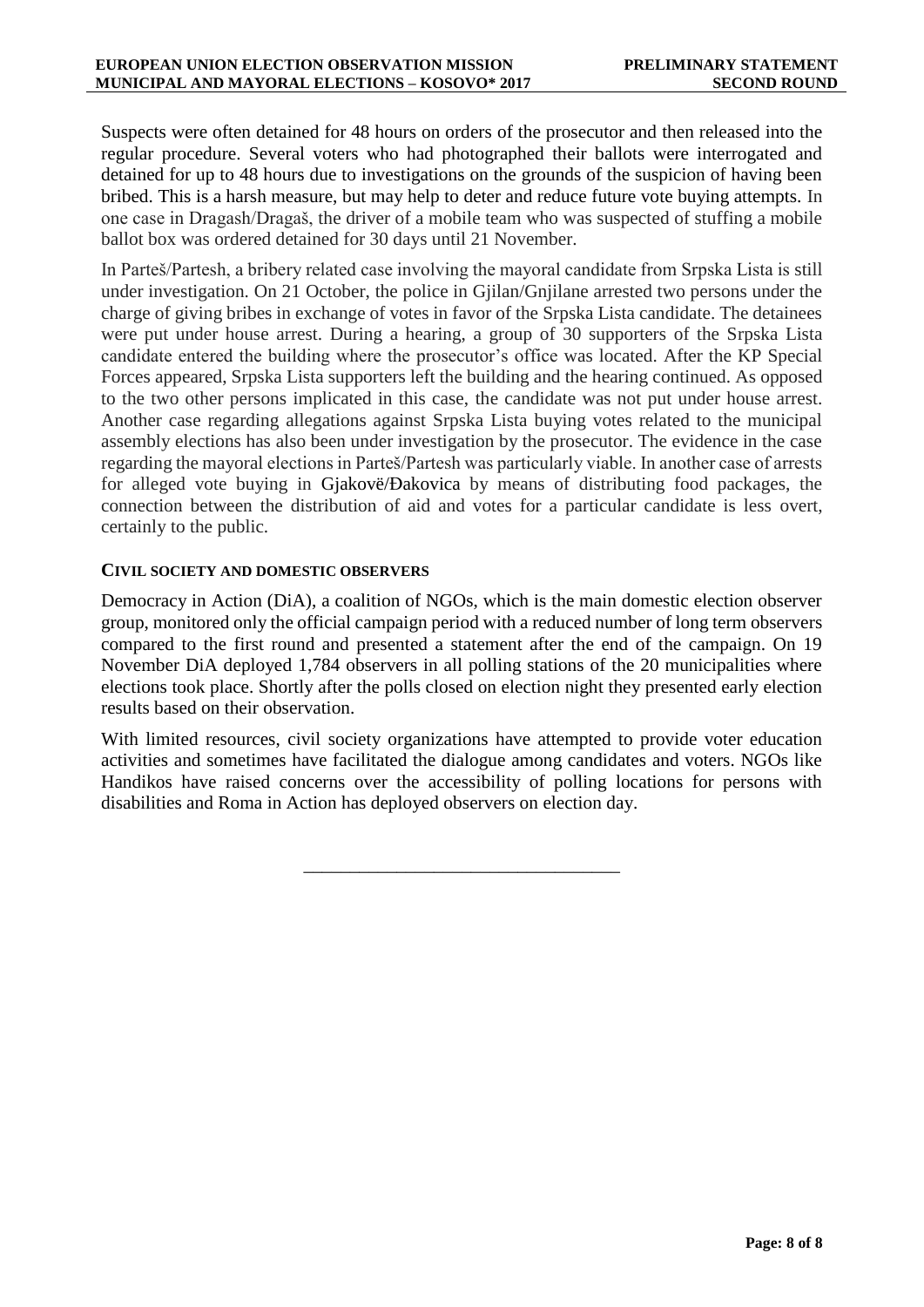Suspects were often detained for 48 hours on orders of the prosecutor and then released into the regular procedure. Several voters who had photographed their ballots were interrogated and detained for up to 48 hours due to investigations on the grounds of the suspicion of having been bribed. This is a harsh measure, but may help to deter and reduce future vote buying attempts. In one case in Dragash/Dragaš, the driver of a mobile team who was suspected of stuffing a mobile ballot box was ordered detained for 30 days until 21 November.

In Parteš/Partesh, a bribery related case involving the mayoral candidate from Srpska Lista is still under investigation. On 21 October, the police in Gjilan/Gnjilane arrested two persons under the charge of giving bribes in exchange of votes in favor of the Srpska Lista candidate. The detainees were put under house arrest. During a hearing, a group of 30 supporters of the Srpska Lista candidate entered the building where the prosecutor's office was located. After the KP Special Forces appeared, Srpska Lista supporters left the building and the hearing continued. As opposed to the two other persons implicated in this case, the candidate was not put under house arrest. Another case regarding allegations against Srpska Lista buying votes related to the municipal assembly elections has also been under investigation by the prosecutor. The evidence in the case regarding the mayoral elections in Parteš/Partesh was particularly viable. In another case of arrests for alleged vote buying in Gjakovë/Đakovica by means of distributing food packages, the connection between the distribution of aid and votes for a particular candidate is less overt, certainly to the public.

### CIVIL SOCIETY AND DOMESTIC OBSERVERS

Democracy in Action (DiA), a coalition of NGOs, which is the main domestic election observer group, monitored only the official campaign period with a reduced number of long term observers compared to the first round and presented a statement after the end of the campaign. On 19 November DiA deployed 1,784 observers in all polling stations of the 20 municipalities where elections took place. Shortly after the polls closed on election night they presented early election results based on their observation.

With limited resources, civil society organizations have attempted to provide voter education activities and sometimes have facilitated the dialogue among candidates and voters. NGOs like Handikos have raised concerns over the accessibility of polling locations for persons with disabilities and Roma in Action has deployed observers on election day.

---